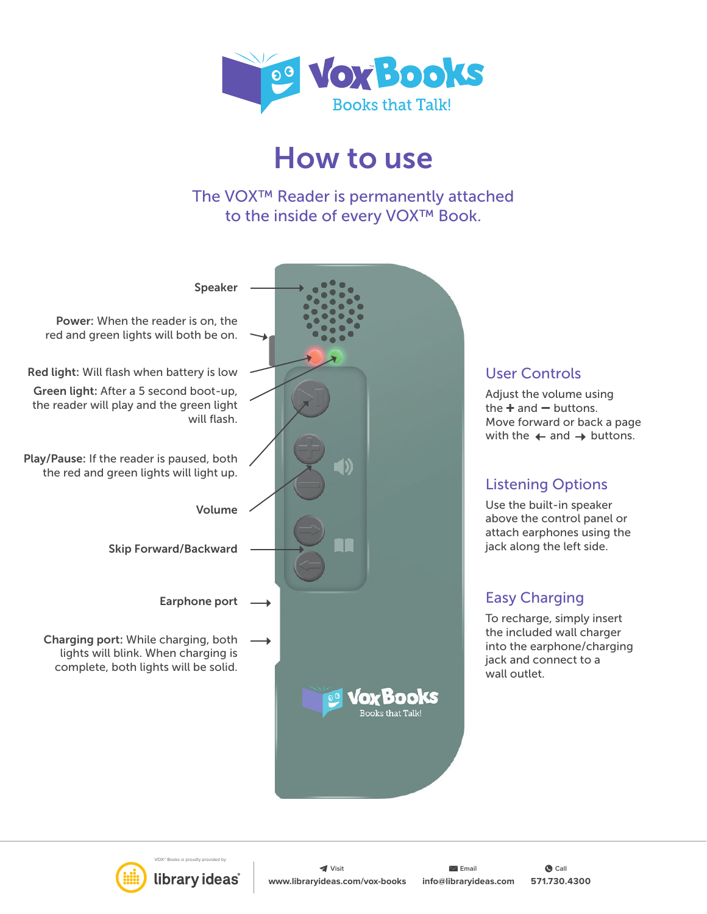# VoxBooks

Books that Talk!

# How to use

The VOX™ Reader is permanently attached to the inside of every VOX™ Book.

**Speaker**

**Power:** When the reader is on, the red and green lights will both be on.

**Red light:** Will flash when battery is low

**Green light:** After a 5 second boot-up, the reader will play and the green light will flash.

**Play/Pause:** If the reader is paused, both the red and green lights will light up.

**Volume**

**Skip Forward/Backward**

**Earphone port**

**Charging port:** While charging, both lights will blink. When charging is complete, both lights will be solid.

## User Controls

Adjust the volume using the + and − buttons.
Move forward or back a page with the ← and → buttons.

## Listening Options

Use the built-in speaker above the control panel or attach earphones using the jack along the left side.

## Easy Charging

To recharge, simply insert the included wall charger into the earphone/charging jack and connect to a wall outlet.

VOX™ Books is proudly provided by library ideas®

Visit www.libraryideas.com/vox-books | Email info@libraryideas.com | Call 571.730.4300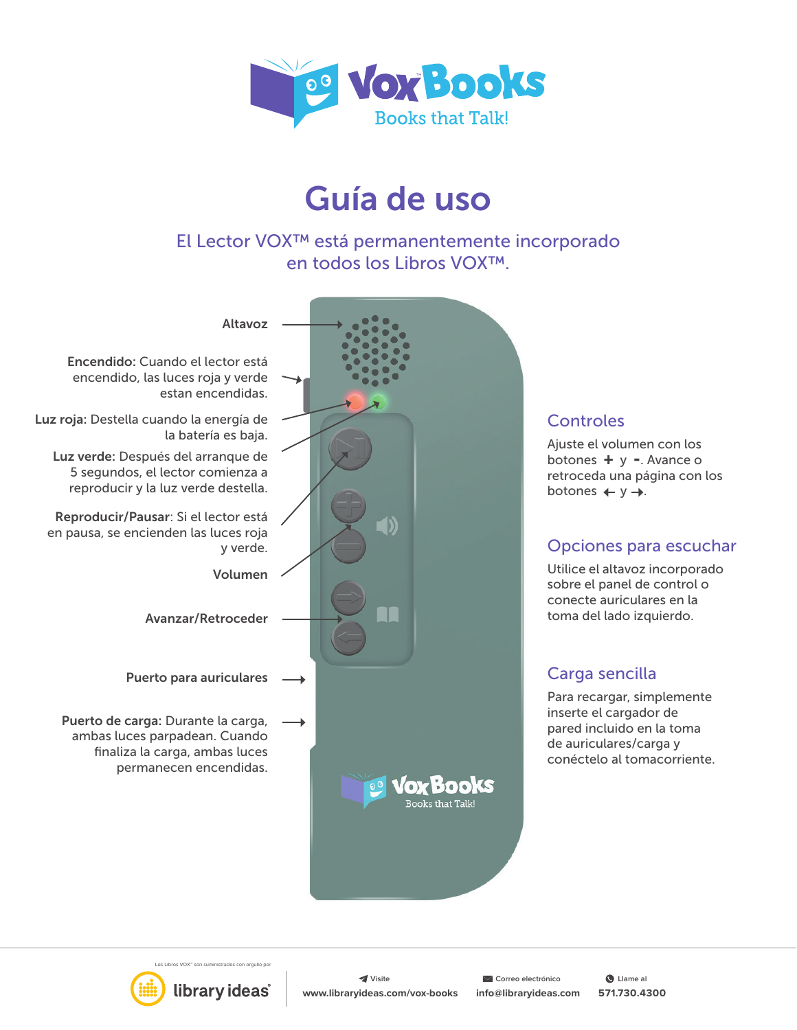VoxBooks
Books that Talk!

# Guía de uso

El Lector VOX™ está permanentemente incorporado en todos los Libros VOX™.

**Altavoz**

**Encendido:** Cuando el lector está encendido, las luces roja y verde estan encendidas.

**Luz roja:** Destella cuando la energía de la batería es baja.

**Luz verde:** Después del arranque de 5 segundos, el lector comienza a reproducir y la luz verde destella.

**Reproducir/Pausar**: Si el lector está en pausa, se encienden las luces roja y verde.

**Volumen**

**Avanzar/Retroceder**

**Puerto para auriculares**

**Puerto de carga:** Durante la carga, ambas luces parpadean. Cuando finaliza la carga, ambas luces permanecen encendidas.

## Controles

Ajuste el volumen con los botones **+** y **-**. Avance o retroceda una página con los botones ← y →.

## Opciones para escuchar

Utilice el altavoz incorporado sobre el panel de control o conecte auriculares en la toma del lado izquierdo.

## Carga sencilla

Para recargar, simplemente inserte el cargador de pared incluido en la toma de auriculares/carga y conéctelo al tomacorriente.

Los Libros VOX™ son suministrados con orgullo por library ideas®

Visite www.libraryideas.com/vox-books

Correo electrónico info@libraryideas.com

Llame al 571.730.4300